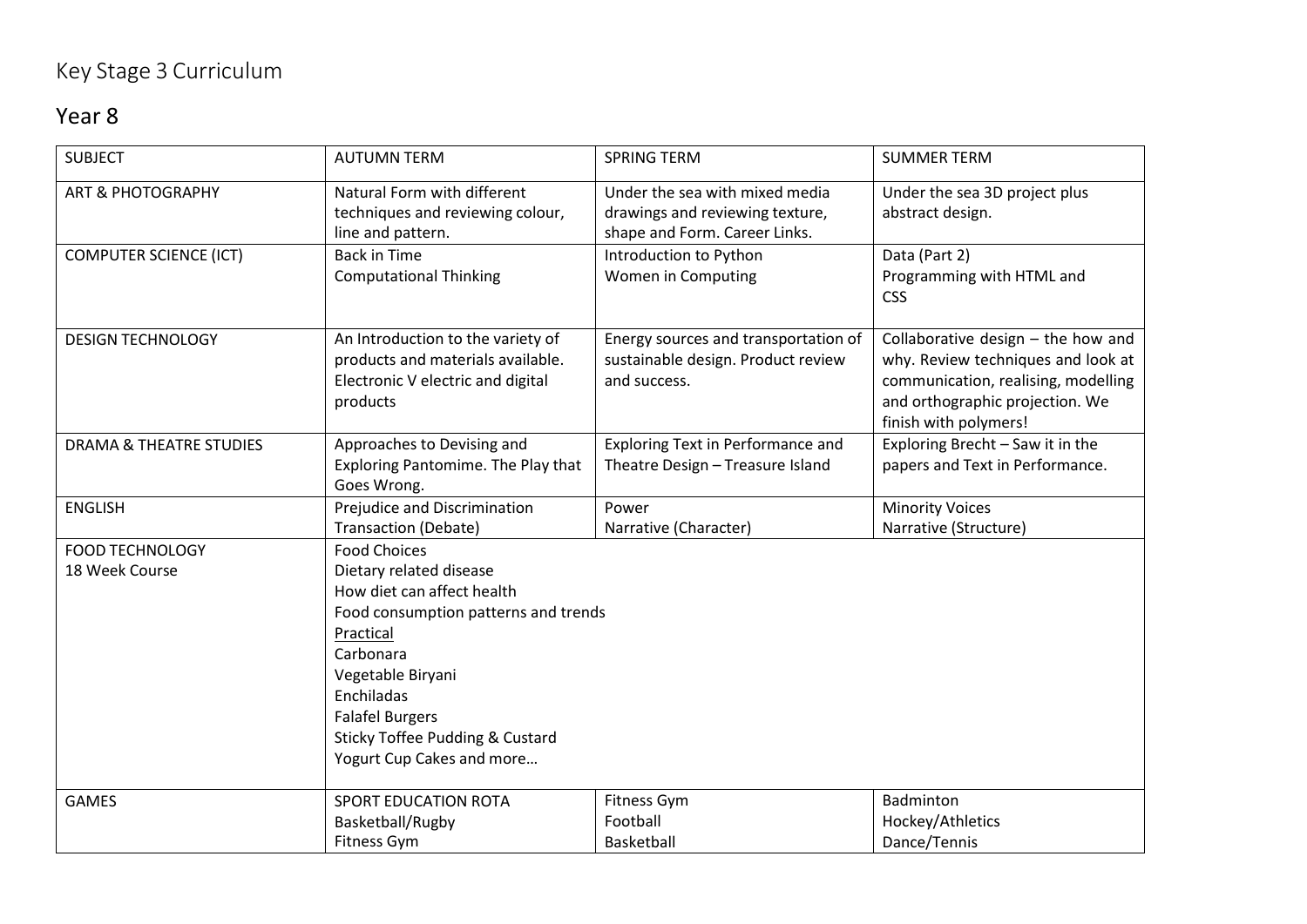# Key Stage 3 Curriculum

## Year 8

| SUBJECT | AUTUMN TERM | SPRING TERM | SUMMER TERM |
|---|---|---|---|
| ART & PHOTOGRAPHY | Natural Form with different techniques and reviewing colour, line and pattern. | Under the sea with mixed media drawings and reviewing texture, shape and Form. Career Links. | Under the sea 3D project plus abstract design. |
| COMPUTER SCIENCE (ICT) | Back in Time<br>Computational Thinking | Introduction to Python<br>Women in Computing | Data (Part 2)<br>Programming with HTML and CSS |
| DESIGN TECHNOLOGY | An Introduction to the variety of products and materials available. Electronic V electric and digital products | Energy sources and transportation of sustainable design. Product review and success. | Collaborative design – the how and why. Review techniques and look at communication, realising, modelling and orthographic projection. We finish with polymers! |
| DRAMA & THEATRE STUDIES | Approaches to Devising and Exploring Pantomime. The Play that Goes Wrong. | Exploring Text in Performance and Theatre Design – Treasure Island | Exploring Brecht – Saw it in the papers and Text in Performance. |
| ENGLISH | Prejudice and Discrimination<br>Transaction (Debate) | Power<br>Narrative (Character) | Minority Voices<br>Narrative (Structure) |
| FOOD TECHNOLOGY<br>18 Week Course | Food Choices<br>Dietary related disease<br>How diet can affect health<br>Food consumption patterns and trends<br><u>Practical</u><br>Carbonara<br>Vegetable Biryani<br>Enchiladas<br>Falafel Burgers<br>Sticky Toffee Pudding & Custard<br>Yogurt Cup Cakes and more… | | |
| GAMES | SPORT EDUCATION ROTA<br>Basketball/Rugby<br>Fitness Gym | Fitness Gym<br>Football<br>Basketball | Badminton<br>Hockey/Athletics<br>Dance/Tennis |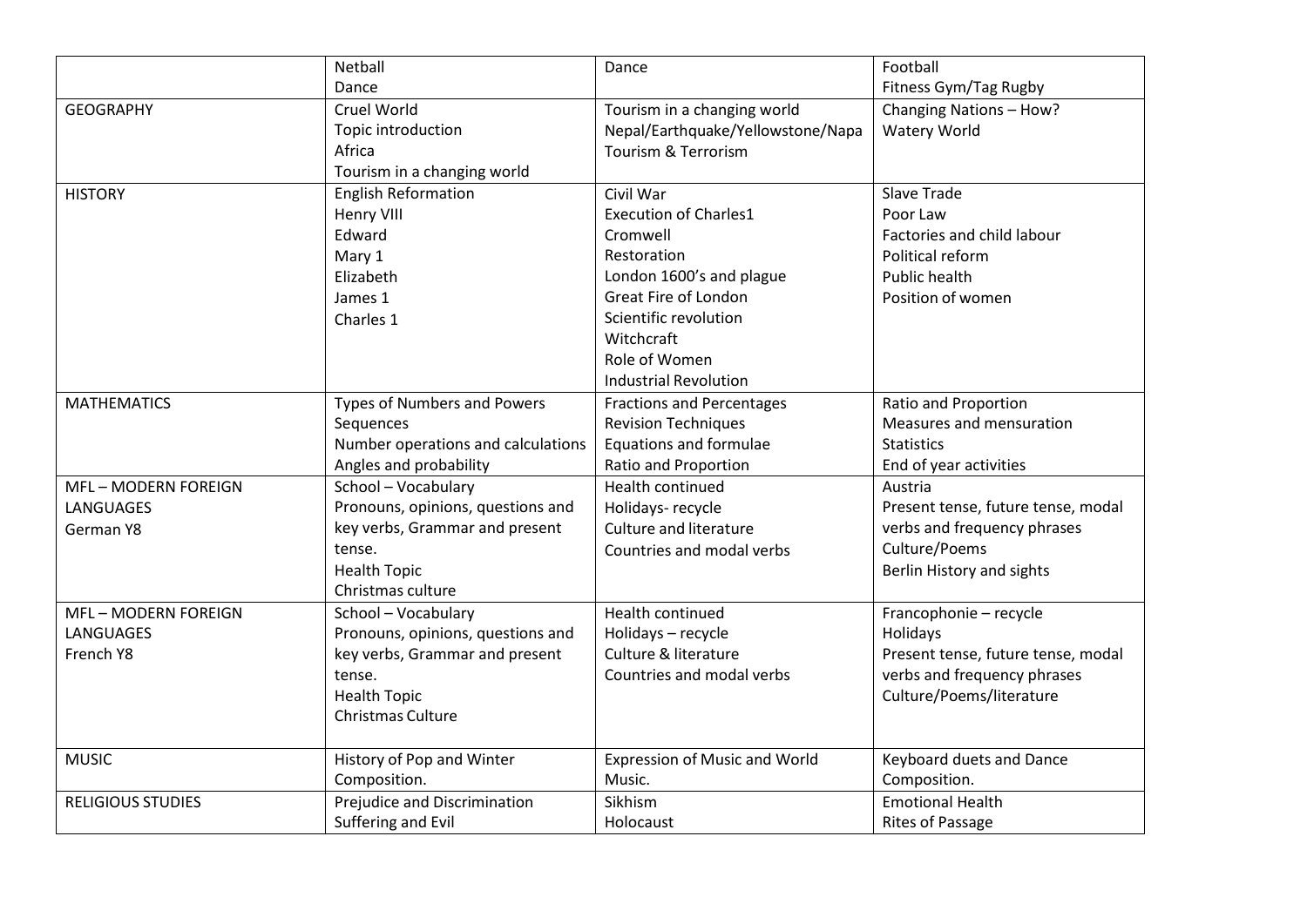| | | | |
|---|---|---|---|
| | Netball<br>Dance | Dance | Football<br>Fitness Gym/Tag Rugby |
| GEOGRAPHY | Cruel World<br>Topic introduction<br>Africa<br>Tourism in a changing world | Tourism in a changing world<br>Nepal/Earthquake/Yellowstone/Napa<br>Tourism & Terrorism | Changing Nations – How?<br>Watery World |
| HISTORY | English Reformation<br>Henry VIII<br>Edward<br>Mary 1<br>Elizabeth<br>James 1<br>Charles 1 | Civil War<br>Execution of Charles1<br>Cromwell<br>Restoration<br>London 1600's and plague<br>Great Fire of London<br>Scientific revolution<br>Witchcraft<br>Role of Women<br>Industrial Revolution | Slave Trade<br>Poor Law<br>Factories and child labour<br>Political reform<br>Public health<br>Position of women |
| MATHEMATICS | Types of Numbers and Powers<br>Sequences<br>Number operations and calculations<br>Angles and probability | Fractions and Percentages<br>Revision Techniques<br>Equations and formulae<br>Ratio and Proportion | Ratio and Proportion<br>Measures and mensuration<br>Statistics<br>End of year activities |
| MFL – MODERN FOREIGN LANGUAGES<br>German Y8 | School – Vocabulary<br>Pronouns, opinions, questions and key verbs, Grammar and present tense.<br>Health Topic<br>Christmas culture | Health continued<br>Holidays- recycle<br>Culture and literature<br>Countries and modal verbs | Austria<br>Present tense, future tense, modal verbs and frequency phrases<br>Culture/Poems<br>Berlin History and sights |
| MFL – MODERN FOREIGN LANGUAGES<br>French Y8 | School – Vocabulary<br>Pronouns, opinions, questions and key verbs, Grammar and present tense.<br>Health Topic<br>Christmas Culture | Health continued<br>Holidays – recycle<br>Culture & literature<br>Countries and modal verbs | Francophonie – recycle<br>Holidays<br>Present tense, future tense, modal verbs and frequency phrases<br>Culture/Poems/literature |
| MUSIC | History of Pop and Winter Composition. | Expression of Music and World Music. | Keyboard duets and Dance Composition. |
| RELIGIOUS STUDIES | Prejudice and Discrimination<br>Suffering and Evil | Sikhism<br>Holocaust | Emotional Health<br>Rites of Passage |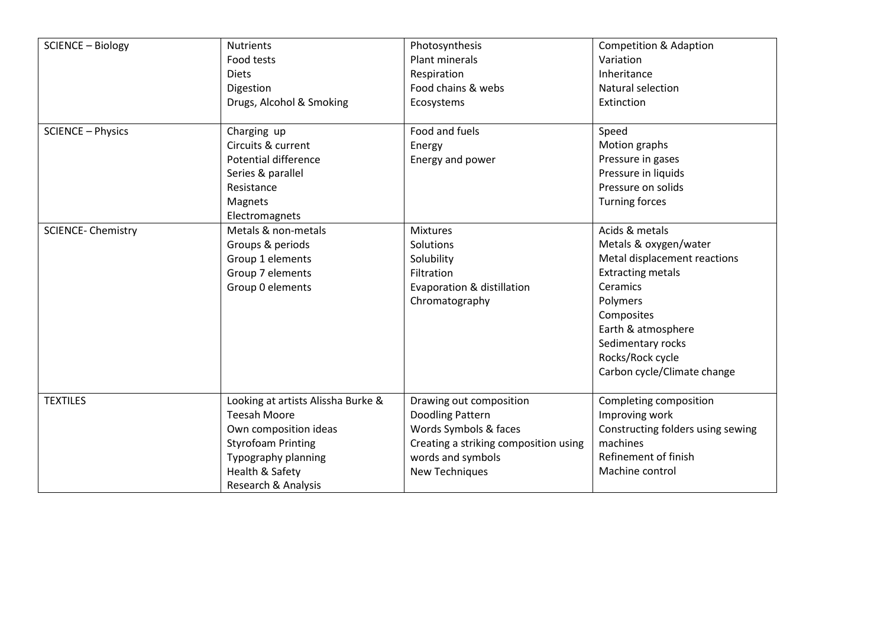| | | | |
|---|---|---|---|
| SCIENCE – Biology | Nutrients<br>Food tests<br>Diets<br>Digestion<br>Drugs, Alcohol & Smoking | Photosynthesis<br>Plant minerals<br>Respiration<br>Food chains & webs<br>Ecosystems | Competition & Adaption<br>Variation<br>Inheritance<br>Natural selection<br>Extinction |
| SCIENCE – Physics | Charging up<br>Circuits & current<br>Potential difference<br>Series & parallel<br>Resistance<br>Magnets<br>Electromagnets | Food and fuels<br>Energy<br>Energy and power | Speed<br>Motion graphs<br>Pressure in gases<br>Pressure in liquids<br>Pressure on solids<br>Turning forces |
| SCIENCE- Chemistry | Metals & non-metals<br>Groups & periods<br>Group 1 elements<br>Group 7 elements<br>Group 0 elements | Mixtures<br>Solutions<br>Solubility<br>Filtration<br>Evaporation & distillation<br>Chromatography | Acids & metals<br>Metals & oxygen/water<br>Metal displacement reactions<br>Extracting metals<br>Ceramics<br>Polymers<br>Composites<br>Earth & atmosphere<br>Sedimentary rocks<br>Rocks/Rock cycle<br>Carbon cycle/Climate change |
| TEXTILES | Looking at artists Alissha Burke & Teesah Moore<br>Own composition ideas<br>Styrofoam Printing<br>Typography planning<br>Health & Safety<br>Research & Analysis | Drawing out composition<br>Doodling Pattern<br>Words Symbols & faces<br>Creating a striking composition using words and symbols<br>New Techniques | Completing composition<br>Improving work<br>Constructing folders using sewing machines<br>Refinement of finish<br>Machine control |